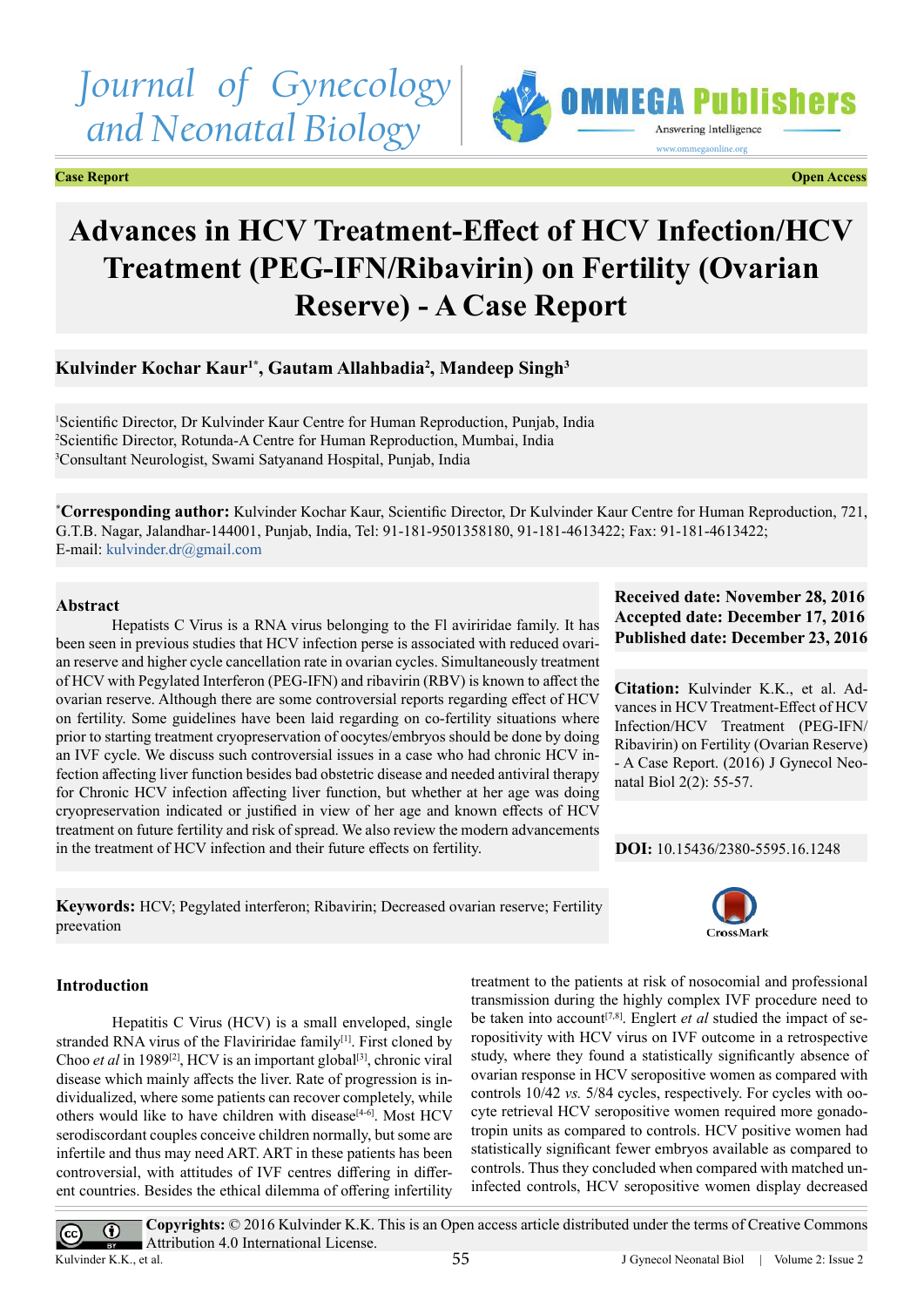Case Report | Open Access

# Advances in HCV Treatment-Effect of HCV Infection/HCV Treatment (PEG-IFN/Ribavirin) on Fertility (Ovarian Reserve) - A Case Report

**Kulvinder Kochar Kaur[1*], Gautam Allahbadia[2], Mandeep Singh[3]**

[1]Scientific Director, Dr Kulvinder Kaur Centre for Human Reproduction, Punjab, India
[2]Scientific Director, Rotunda-A Centre for Human Reproduction, Mumbai, India
[3]Consultant Neurologist, Swami Satyanand Hospital, Punjab, India

[*]**Corresponding author:** Kulvinder Kochar Kaur, Scientific Director, Dr Kulvinder Kaur Centre for Human Reproduction, 721, G.T.B. Nagar, Jalandhar-144001, Punjab, India, Tel: 91-181-9501358180, 91-181-4613422; Fax: 91-181-4613422; E-mail: kulvinder.dr@gmail.com

### Abstract

Hepatists C Virus is a RNA virus belonging to the Fl aviriridae family. It has been seen in previous studies that HCV infection perse is associated with reduced ovarian reserve and higher cycle cancellation rate in ovarian cycles. Simultaneously treatment of HCV with Pegylated Interferon (PEG-IFN) and ribavirin (RBV) is known to affect the ovarian reserve. Although there are some controversial reports regarding effect of HCV on fertility. Some guidelines have been laid regarding on co-fertility situations where prior to starting treatment cryopreservation of oocytes/embryos should be done by doing an IVF cycle. We discuss such controversial issues in a case who had chronic HCV infection affecting liver function besides bad obstetric disease and needed antiviral therapy for Chronic HCV infection affecting liver function, but whether at her age was doing cryopreservation indicated or justified in view of her age and known effects of HCV treatment on future fertility and risk of spread. We also review the modern advancements in the treatment of HCV infection and their future effects on fertility.

**Received date: November 28, 2016**
**Accepted date: December 17, 2016**
**Published date: December 23, 2016**

**Citation:** Kulvinder K.K., et al. Advances in HCV Treatment-Effect of HCV Infection/HCV Treatment (PEG-IFN/Ribavirin) on Fertility (Ovarian Reserve) - A Case Report. (2016) J Gynecol Neonatal Biol 2(2): 55-57.

**DOI:** 10.15436/2380-5595.16.1248

**Keywords:** HCV; Pegylated interferon; Ribavirin; Decreased ovarian reserve; Fertility preevation

### Introduction

Hepatitis C Virus (HCV) is a small enveloped, single stranded RNA virus of the Flaviriridae family[1]. First cloned by Choo *et al* in 1989[2], HCV is an important global[3], chronic viral disease which mainly affects the liver. Rate of progression is individualized, where some patients can recover completely, while others would like to have children with disease[4-6]. Most HCV serodiscordant couples conceive children normally, but some are infertile and thus may need ART. ART in these patients has been controversial, with attitudes of IVF centres differing in different countries. Besides the ethical dilemma of offering infertility treatment to the patients at risk of nosocomial and professional transmission during the highly complex IVF procedure need to be taken into account[7,8]. Englert *et al* studied the impact of seropositivity with HCV virus on IVF outcome in a retrospective study, where they found a statistically significantly absence of ovarian response in HCV seropositive women as compared with controls 10/42 *vs.* 5/84 cycles, respectively. For cycles with oocyte retrieval HCV seropositive women required more gonadotropin units as compared to controls. HCV positive women had statistically significant fewer embryos available as compared to controls. Thus they concluded when compared with matched uninfected controls, HCV seropositive women display decreased

**Copyrights:** © 2016 Kulvinder K.K. This is an Open access article distributed under the terms of Creative Commons Attribution 4.0 International License.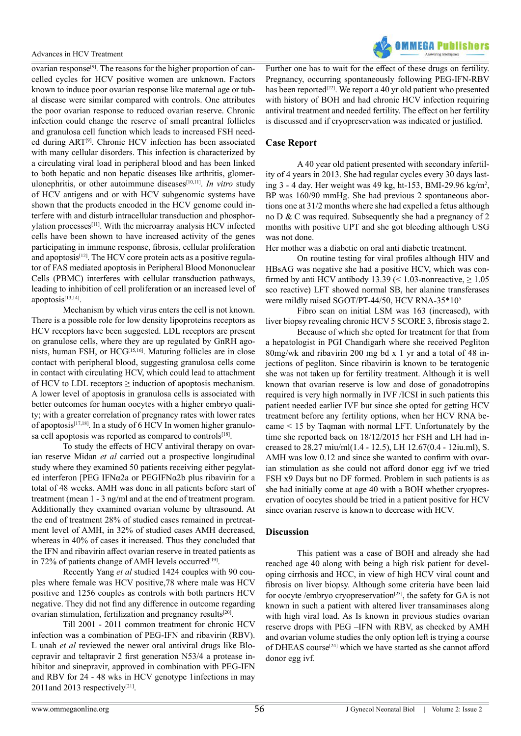ovarian response[9]. The reasons for the higher proportion of cancelled cycles for HCV positive women are unknown. Factors known to induce poor ovarian response like maternal age or tubal disease were similar compared with controls. One attributes the poor ovarian response to reduced ovarian reserve. Chronic infection could change the reserve of small preantral follicles and granulosa cell function which leads to increased FSH needed during ART[9]. Chronic HCV infection has been associated with many cellular disorders. This infection is characterized by a circulating viral load in peripheral blood and has been linked to both hepatic and non hepatic diseases like arthritis, glomerulonephritis, or other autoimmune diseases[10,11]. *In vitro* study of HCV antigens and or with HCV subgenomic systems have shown that the products encoded in the HCV genome could interfere with and disturb intracellular transduction and phosphorylation processes[11]. With the microarray analysis HCV infected cells have been shown to have increased activity of the genes participating in immune response, fibrosis, cellular proliferation and apoptosis[12]. The HCV core protein acts as a positive regulator of FAS mediated apoptosis in Peripheral Blood Mononuclear Cells (PBMC) interferes with cellular transduction pathways, leading to inhibition of cell proliferation or an increased level of apoptosis[13,14].

Mechanism by which virus enters the cell is not known. There is a possible role for low density lipoproteins receptors as HCV receptors have been suggested. LDL receptors are present on granulose cells, where they are up regulated by GnRH agonists, human FSH, or HCG[15,16]. Maturing follicles are in close contact with peripheral blood, suggesting granulosa cells come in contact with circulating HCV, which could lead to attachment of HCV to LDL receptors ≥ induction of apoptosis mechanism. A lower level of apoptosis in granulosa cells is associated with better outcomes for human oocytes with a higher embryo quality; with a greater correlation of pregnancy rates with lower rates of apoptosis[17,18]. In a study of 6 HCV In women higher granulosa cell apoptosis was reported as compared to controls[18].

To study the effects of HCV antiviral therapy on ovarian reserve Midan *et al* carried out a prospective longitudinal study where they examined 50 patients receiving either pegylated interferon [PEG IFNα2a or PEGIFNα2b plus ribavirin for a total of 48 weeks. AMH was done in all patients before start of treatment (mean 1 - 3 ng/ml and at the end of treatment program. Additionally they examined ovarian volume by ultrasound. At the end of treatment 28% of studied cases remained in pretreatment level of AMH, in 32% of studied cases AMH decreased, whereas in 40% of cases it increased. Thus they concluded that the IFN and ribavirin affect ovarian reserve in treated patients as in 72% of patients change of AMH levels occurred[19].

Recently Yang *et al* studied 1424 couples with 90 couples where female was HCV positive,78 where male was HCV positive and 1256 couples as controls with both partners HCV negative. They did not find any difference in outcome regarding ovarian stimulation, fertilization and pregnancy results[20].

Till 2001 - 2011 common treatment for chronic HCV infection was a combination of PEG-IFN and ribavirin (RBV). L unah *et al* reviewed the newer oral antiviral drugs like Blocepravir and teltapravir 2 first generation N53/4 a protease inhibitor and sinepravir, approved in combination with PEG-IFN and RBV for 24 - 48 wks in HCV genotype 1infections in may 2011and 2013 respectively[21]. Further one has to wait for the effect of these drugs on fertility. Pregnancy, occurring spontaneously following PEG-IFN-RBV has been reported[22]. We report a 40 yr old patient who presented with history of BOH and had chronic HCV infection requiring antiviral treatment and needed fertility. The effect on her fertility is discussed and if cryopreservation was indicated or justified.

## Case Report

A 40 year old patient presented with secondary infertility of 4 years in 2013. She had regular cycles every 30 days lasting 3 - 4 day. Her weight was 49 kg, ht-153, BMI-29.96 kg/m$^2$, BP was 160/90 mmHg. She had previous 2 spontaneous abortions one at 31/2 months where she had expelled a fetus although no D & C was required. Subsequently she had a pregnancy of 2 months with positive UPT and she got bleeding although USG was not done.

Her mother was a diabetic on oral anti diabetic treatment.

On routine testing for viral profiles although HIV and HBsAG was negative she had a positive HCV, which was confirmed by anti HCV antibody 13.39 (< 1.03-nonreactive, ≥ 1.05 sco reactive) LFT showed normal SB, her alanine transferases were mildly raised SGOT/PT-44/50, HCV RNA-35*10$^5$

Fibro scan on initial LSM was 163 (increased), with liver biopsy revealing chronic HCV 5 SCORE 3, fibrosis stage 2.

Because of which she opted for treatment for that from a hepatologist in PGI Chandigarh where she received Pegliton 80mg/wk and ribavirin 200 mg bd x 1 yr and a total of 48 injections of pegliton. Since ribavirin is known to be teratogenic she was not taken up for fertility treatment. Although it is well known that ovarian reserve is low and dose of gonadotropins required is very high normally in IVF /ICSI in such patients this patient needed earlier IVF but since she opted for getting HCV treatment before any fertility options, when her HCV RNA became < 15 by Taqman with normal LFT. Unfortunately by the time she reported back on 18/12/2015 her FSH and LH had increased to 28.27 miu/ml(1.4 - 12.5), LH 12.67(0.4 - 12iu.ml), S. AMH was low 0.12 and since she wanted to confirm with ovarian stimulation as she could not afford donor egg ivf we tried FSH x9 Days but no DF formed. Problem in such patients is as she had initially come at age 40 with a BOH whether cryopreservation of oocytes should be tried in a patient positive for HCV since ovarian reserve is known to decrease with HCV.

## Discussion

This patient was a case of BOH and already she had reached age 40 along with being a high risk patient for developing cirrhosis and HCC, in view of high HCV viral count and fibrosis on liver biopsy. Although some criteria have been laid for oocyte /embryo cryopreservation[23], the safety for GA is not known in such a patient with altered liver transaminases along with high viral load. As Is known in previous studies ovarian reserve drops with PEG –IFN with RBV, as checked by AMH and ovarian volume studies the only option left is trying a course of DHEAS course[24] which we have started as she cannot afford donor egg ivf.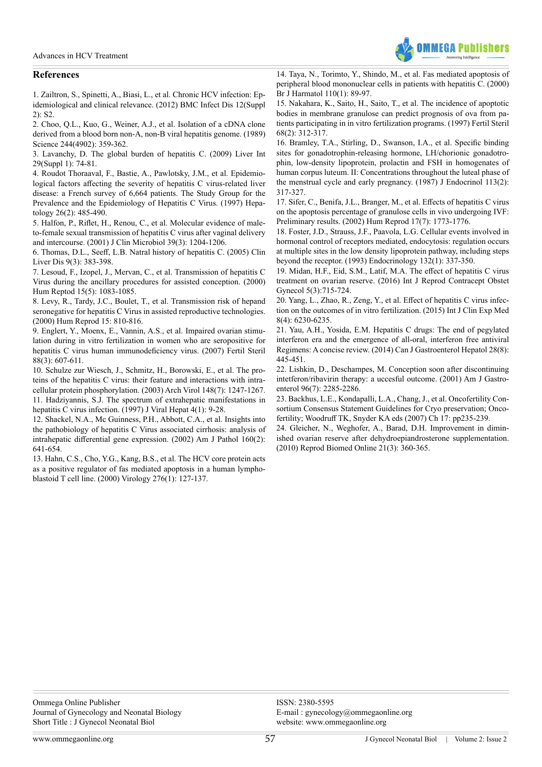## References

1. Zailtron, S., Spinetti, A., Biasi, L., et al. Chronic HCV infection: Epidemiological and clinical relevance. (2012) BMC Infect Dis 12(Suppl 2): S2.
2. Choo, Q.L., Kuo, G., Weiner, A.J., et al. Isolation of a cDNA clone derived from a blood born non-A, non-B viral hepatitis genome. (1989) Science 244(4902): 359-362.
3. Lavanchy, D. The global burden of hepatitis C. (2009) Liver Int 29(Suppl 1): 74-81.
4. Roudot Thoraaval, F., Bastie, A., Pawlotsky, J.M., et al. Epidemiological factors affecting the severity of hepatitis C virus-related liver disease: a French survey of 6,664 patients. The Study Group for the Prevalence and the Epidemiology of Hepatitis C Virus. (1997) Hepatology 26(2): 485-490.
5. Halfon, P., Riflet, H., Renou, C., et al. Molecular evidence of male-to-female sexual transmission of hepatitis C virus after vaginal delivery and intercourse. (2001) J Clin Microbiol 39(3): 1204-1206.
6. Thomas, D.L., Seeff, L.B. Natral history of hepatitis C. (2005) Clin Liver Dis 9(3): 383-398.
7. Lesoud, F., Izopel, J., Mervan, C., et al. Transmission of hepatitis C Virus during the ancillary procedures for assisted conception. (2000) Hum Reptod 15(5): 1083-1085.
8. Levy, R., Tardy, J.C., Boulet, T., et al. Transmission risk of hepand seronegative for hepatitis C Virus in assisted reproductive technologies. (2000) Hum Reprod 15: 810-816.
9. Englert, Y., Moenx, E., Vannin, A.S., et al. Impaired ovarian stimulation during in vitro fertilization in women who are seropositive for hepatitis C virus human immunodeficiency virus. (2007) Fertil Steril 88(3): 607-611.
10. Schulze zur Wiesch, J., Schmitz, H., Borowski, E., et al. The proteins of the hepatitis C virus: their feature and interactions with intracellular protein phosphorylation. (2003) Arch Virol 148(7): 1247-1267.
11. Hadziyannis, S.J. The spectrum of extrahepatic manifestations in hepatitis C virus infection. (1997) J Viral Hepat 4(1): 9-28.
12. Shackel, N.A., Mc Guinness, P.H., Abbott, C.A., et al. Insights into the pathobiology of hepatitis C Virus associated cirrhosis: analysis of intrahepatic differential gene expression. (2002) Am J Pathol 160(2): 641-654.
13. Hahn, C.S., Cho, Y.G., Kang, B.S., et al. The HCV core protein acts as a positive regulator of fas mediated apoptosis in a human lymphoblastoid T cell line. (2000) Virology 276(1): 127-137.
14. Taya, N., Torimto, Y., Shindo, M., et al. Fas mediated apoptosis of peripheral blood mononuclear cells in patients with hepatitis C. (2000) Br J Harmatol 110(1): 89-97.
15. Nakahara, K., Saito, H., Saito, T., et al. The incidence of apoptotic bodies in membrane granulose can predict prognosis of ova from patients participating in in vitro fertilization programs. (1997) Fertil Steril 68(2): 312-317.
16. Bramley, T.A., Stirling, D., Swanson, I.A., et al. Specific binding sites for gonadotrophin-releasing hormone, LH/chorionic gonadotrophin, low-density lipoprotein, prolactin and FSH in homogenates of human corpus luteum. II: Concentrations throughout the luteal phase of the menstrual cycle and early pregnancy. (1987) J Endocrinol 113(2): 317-327.
17. Sifer, C., Benifa, J.L., Branger, M., et al. Effects of hepatitis C virus on the apoptosis percentage of granulose cells in vivo undergoing IVF: Preliminary results. (2002) Hum Reprod 17(7): 1773-1776.
18. Foster, J.D., Strauss, J.F., Paavola, L.G. Cellular events involved in hormonal control of receptors mediated, endocytosis: regulation occurs at multiple sites in the low density lipoprotein pathway, including steps beyond the receptor. (1993) Endocrinology 132(1): 337-350.
19. Midan, H.F., Eid, S.M., Latif, M.A. The effect of hepatitis C virus treatment on ovarian reserve. (2016) Int J Reprod Contracept Obstet Gynecol 5(3):715-724.
20. Yang, L., Zhao, R., Zeng, Y., et al. Effect of hepatitis C virus infection on the outcomes of in vitro fertilization. (2015) Int J Clin Exp Med 8(4): 6230-6235.
21. Yau, A.H., Yosida, E.M. Hepatitis C drugs: The end of pegylated interferon era and the emergence of all-oral, interferon free antiviral Regimens: A concise review. (2014) Can J Gastroenterol Hepatol 28(8): 445-451.
22. Lishkin, D., Deschampes, M. Conception soon after discontinuing intetferon/ribavirin therapy: a uccesful outcome. (2001) Am J Gastroenterol 96(7): 2285-2286.
23. Backhus, L.E., Kondapalli, L.A., Chang, J., et al. Oncofertility Consortium Consensus Statement Guidelines for Cryo preservation; Oncofertility; Woodruff TK, Snyder KA eds (2007) Ch 17: pp235-239.
24. Gleicher, N., Weghofer, A., Barad, D.H. Improvement in diminished ovarian reserve after dehydroepiandrosterone supplementation. (2010) Reprod Biomed Online 21(3): 360-365.